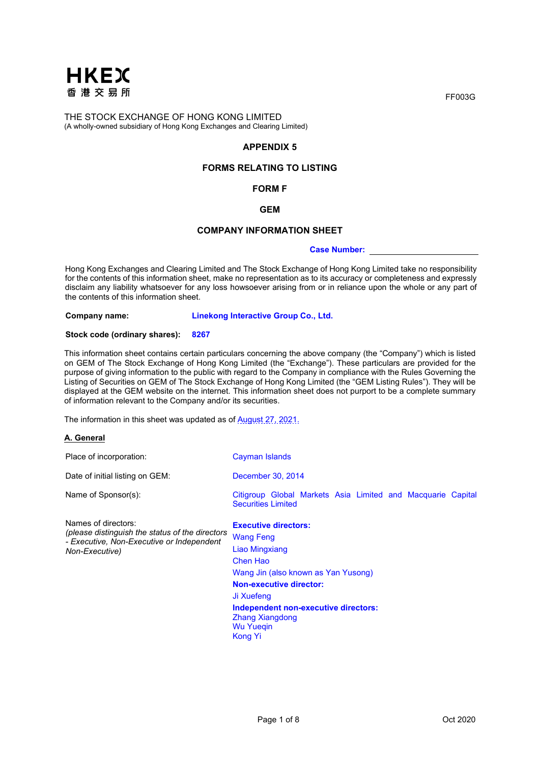HKEX
香港交易所

FF003G

THE STOCK EXCHANGE OF HONG KONG LIMITED
(A wholly-owned subsidiary of Hong Kong Exchanges and Clearing Limited)

# APPENDIX 5

# FORMS RELATING TO LISTING

# FORM F

# GEM

# COMPANY INFORMATION SHEET

**Case Number:** ____________________

Hong Kong Exchanges and Clearing Limited and The Stock Exchange of Hong Kong Limited take no responsibility for the contents of this information sheet, make no representation as to its accuracy or completeness and expressly disclaim any liability whatsoever for any loss howsoever arising from or in reliance upon the whole or any part of the contents of this information sheet.

**Company name:** **Linekong Interactive Group Co., Ltd.**

**Stock code (ordinary shares):** **8267**

This information sheet contains certain particulars concerning the above company (the "Company") which is listed on GEM of The Stock Exchange of Hong Kong Limited (the "Exchange"). These particulars are provided for the purpose of giving information to the public with regard to the Company in compliance with the Rules Governing the Listing of Securities on GEM of The Stock Exchange of Hong Kong Limited (the "GEM Listing Rules"). They will be displayed at the GEM website on the internet. This information sheet does not purport to be a complete summary of information relevant to the Company and/or its securities.

The information in this sheet was updated as of August 27, 2021.

## A. General

| | |
|---|---|
| Place of incorporation: | Cayman Islands |
| Date of initial listing on GEM: | December 30, 2014 |
| Name of Sponsor(s): | Citigroup Global Markets Asia Limited and Macquarie Capital Securities Limited |
| Names of directors: *(please distinguish the status of the directors - Executive, Non-Executive or Independent Non-Executive)* | **Executive directors:**<br>Wang Feng<br>Liao Mingxiang<br>Chen Hao<br>Wang Jin (also known as Yan Yusong)<br>**Non-executive director:**<br>Ji Xuefeng<br>**Independent non-executive directors:**<br>Zhang Xiangdong<br>Wu Yueqin<br>Kong Yi |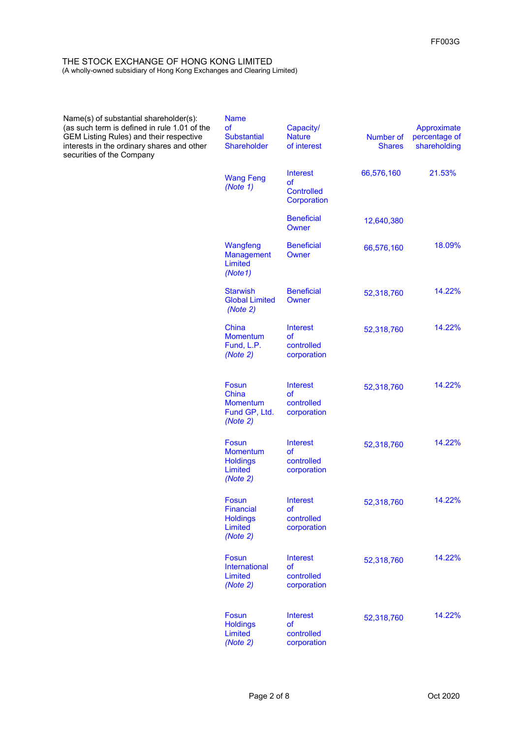THE STOCK EXCHANGE OF HONG KONG LIMITED
(A wholly-owned subsidiary of Hong Kong Exchanges and Clearing Limited)

Name(s) of substantial shareholder(s): (as such term is defined in rule 1.01 of the GEM Listing Rules) and their respective interests in the ordinary shares and other securities of the Company

| Name of Substantial Shareholder | Capacity/ Nature of interest | Number of Shares | Approximate percentage of shareholding |
|---|---|---|---|
| Wang Feng *(Note 1)* | Interest of Controlled Corporation | 66,576,160 | 21.53% |
| | Beneficial Owner | 12,640,380 | |
| Wangfeng Management Limited *(Note1)* | Beneficial Owner | 66,576,160 | 18.09% |
| Starwish Global Limited *(Note 2)* | Beneficial Owner | 52,318,760 | 14.22% |
| China Momentum Fund, L.P. *(Note 2)* | Interest of controlled corporation | 52,318,760 | 14.22% |
| Fosun China Momentum Fund GP, Ltd. *(Note 2)* | Interest of controlled corporation | 52,318,760 | 14.22% |
| Fosun Momentum Holdings Limited *(Note 2)* | Interest of controlled corporation | 52,318,760 | 14.22% |
| Fosun Financial Holdings Limited *(Note 2)* | Interest of controlled corporation | 52,318,760 | 14.22% |
| Fosun International Limited *(Note 2)* | Interest of controlled corporation | 52,318,760 | 14.22% |
| Fosun Holdings Limited *(Note 2)* | Interest of controlled corporation | 52,318,760 | 14.22% |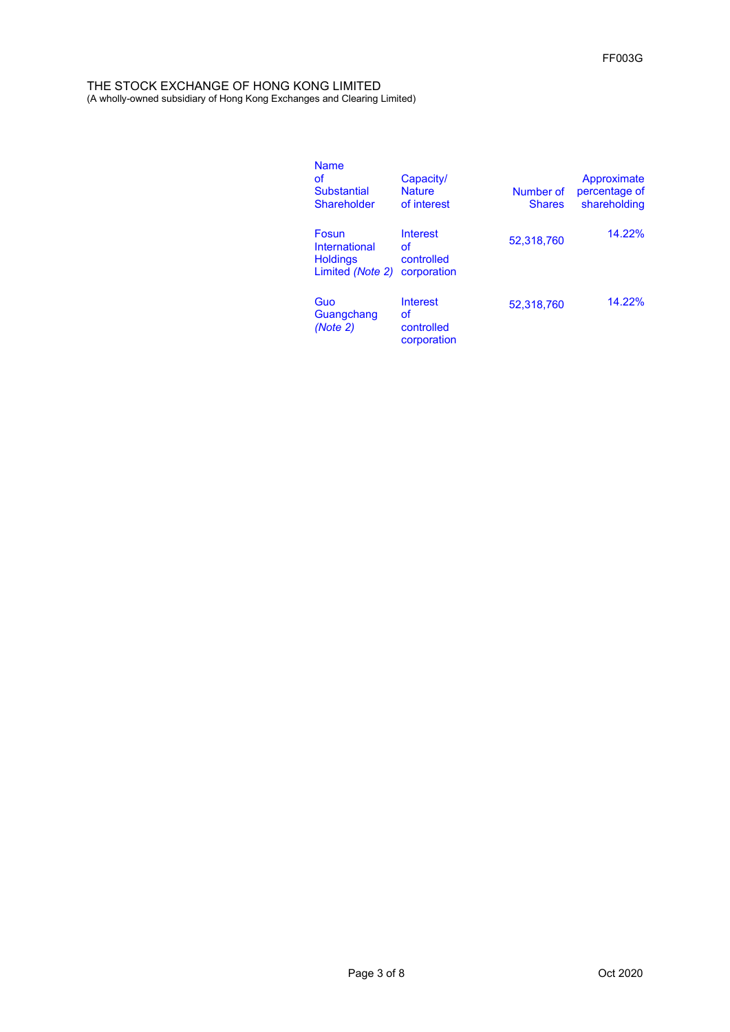| Name of Substantial Shareholder | Capacity/ Nature of interest | Number of Shares | Approximate percentage of shareholding |
|---|---|---|---|
| Fosun International Holdings Limited *(Note 2)* | Interest of controlled corporation | 52,318,760 | 14.22% |
| Guo Guangchang *(Note 2)* | Interest of controlled corporation | 52,318,760 | 14.22% |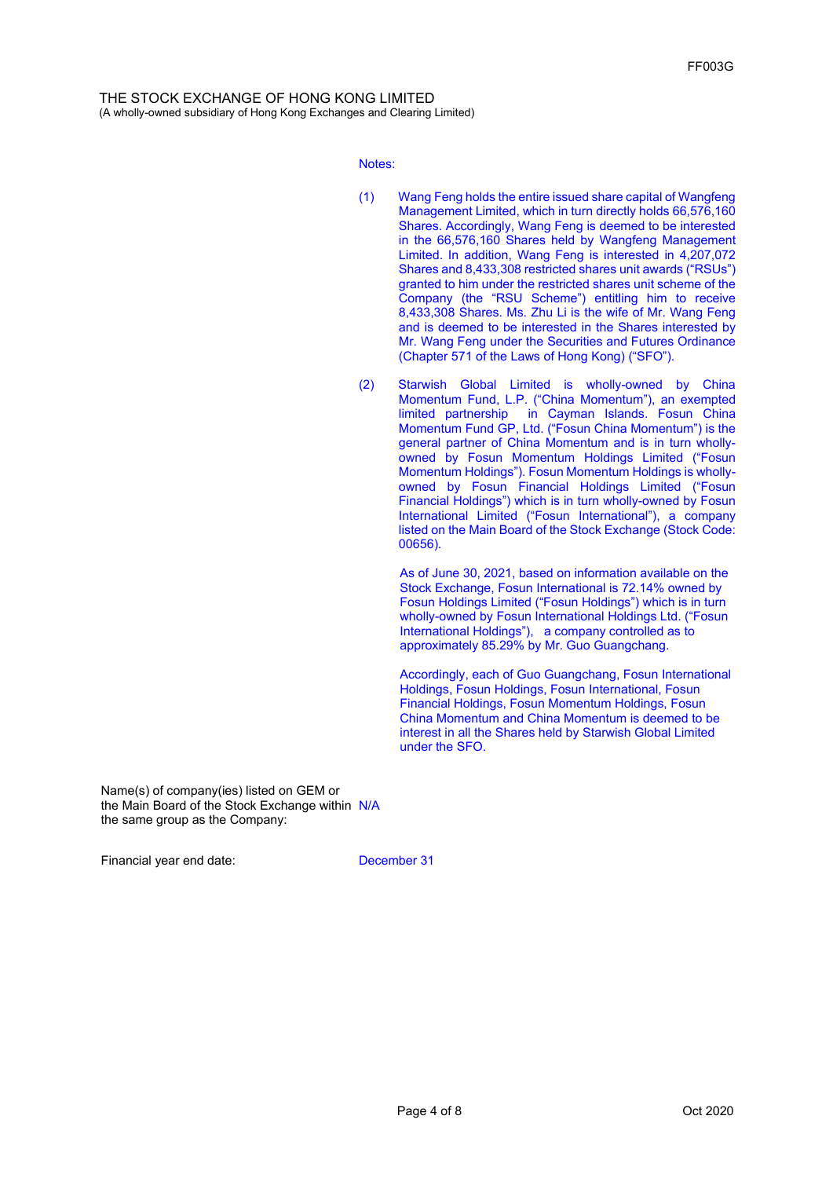THE STOCK EXCHANGE OF HONG KONG LIMITED
(A wholly-owned subsidiary of Hong Kong Exchanges and Clearing Limited)

Notes:

(1) Wang Feng holds the entire issued share capital of Wangfeng Management Limited, which in turn directly holds 66,576,160 Shares. Accordingly, Wang Feng is deemed to be interested in the 66,576,160 Shares held by Wangfeng Management Limited. In addition, Wang Feng is interested in 4,207,072 Shares and 8,433,308 restricted shares unit awards ("RSUs") granted to him under the restricted shares unit scheme of the Company (the "RSU Scheme") entitling him to receive 8,433,308 Shares. Ms. Zhu Li is the wife of Mr. Wang Feng and is deemed to be interested in the Shares interested by Mr. Wang Feng under the Securities and Futures Ordinance (Chapter 571 of the Laws of Hong Kong) ("SFO").

(2) Starwish Global Limited is wholly-owned by China Momentum Fund, L.P. ("China Momentum"), an exempted limited partnership in Cayman Islands. Fosun China Momentum Fund GP, Ltd. ("Fosun China Momentum") is the general partner of China Momentum and is in turn wholly-owned by Fosun Momentum Holdings Limited ("Fosun Momentum Holdings"). Fosun Momentum Holdings is wholly-owned by Fosun Financial Holdings Limited ("Fosun Financial Holdings") which is in turn wholly-owned by Fosun International Limited ("Fosun International"), a company listed on the Main Board of the Stock Exchange (Stock Code: 00656).

As of June 30, 2021, based on information available on the Stock Exchange, Fosun International is 72.14% owned by Fosun Holdings Limited ("Fosun Holdings") which is in turn wholly-owned by Fosun International Holdings Ltd. ("Fosun International Holdings"), a company controlled as to approximately 85.29% by Mr. Guo Guangchang.

Accordingly, each of Guo Guangchang, Fosun International Holdings, Fosun Holdings, Fosun International, Fosun Financial Holdings, Fosun Momentum Holdings, Fosun China Momentum and China Momentum is deemed to be interest in all the Shares held by Starwish Global Limited under the SFO.

Name(s) of company(ies) listed on GEM or the Main Board of the Stock Exchange within the same group as the Company: N/A

Financial year end date: December 31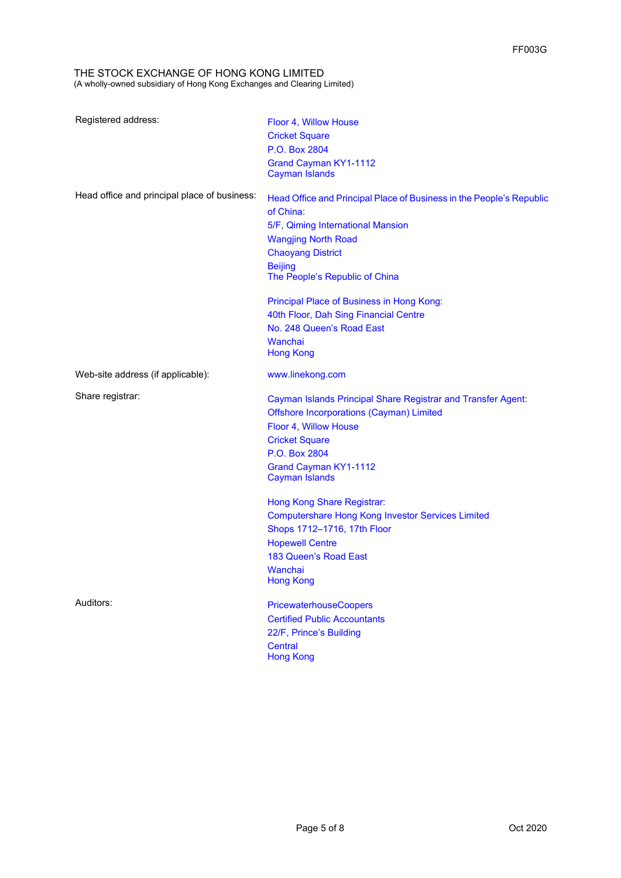FF003G

THE STOCK EXCHANGE OF HONG KONG LIMITED
(A wholly-owned subsidiary of Hong Kong Exchanges and Clearing Limited)

| | |
|---|---|
| Registered address: | Floor 4, Willow House<br>Cricket Square<br>P.O. Box 2804<br>Grand Cayman KY1-1112<br>Cayman Islands |
| Head office and principal place of business: | Head Office and Principal Place of Business in the People's Republic of China:<br>5/F, Qiming International Mansion<br>Wangjing North Road<br>Chaoyang District<br>Beijing<br>The People's Republic of China<br><br>Principal Place of Business in Hong Kong:<br>40th Floor, Dah Sing Financial Centre<br>No. 248 Queen's Road East<br>Wanchai<br>Hong Kong |
| Web-site address (if applicable): | www.linekong.com |
| Share registrar: | Cayman Islands Principal Share Registrar and Transfer Agent:<br>Offshore Incorporations (Cayman) Limited<br>Floor 4, Willow House<br>Cricket Square<br>P.O. Box 2804<br>Grand Cayman KY1-1112<br>Cayman Islands<br><br>Hong Kong Share Registrar:<br>Computershare Hong Kong Investor Services Limited<br>Shops 1712–1716, 17th Floor<br>Hopewell Centre<br>183 Queen's Road East<br>Wanchai<br>Hong Kong |
| Auditors: | PricewaterhouseCoopers<br>Certified Public Accountants<br>22/F, Prince's Building<br>Central<br>Hong Kong |

Oct 2020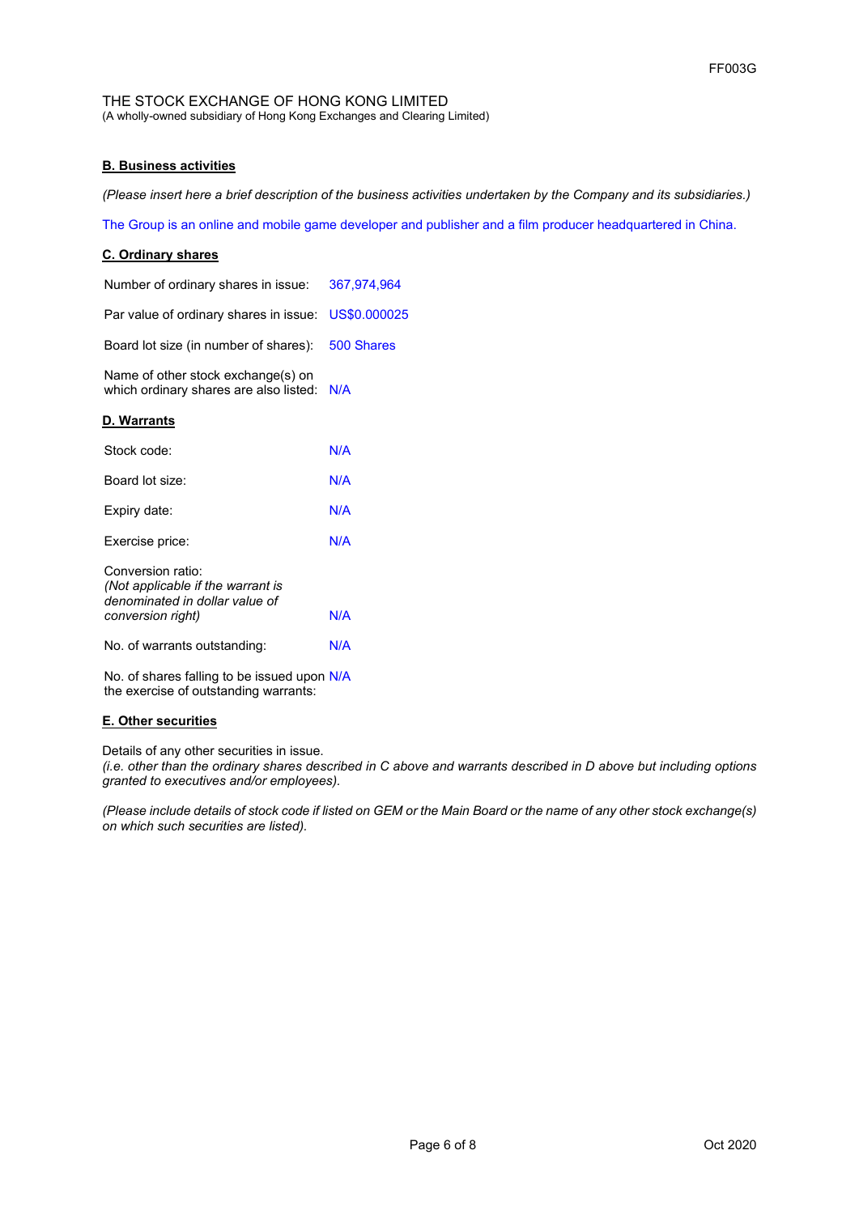THE STOCK EXCHANGE OF HONG KONG LIMITED
(A wholly-owned subsidiary of Hong Kong Exchanges and Clearing Limited)

**B. Business activities**

*(Please insert here a brief description of the business activities undertaken by the Company and its subsidiaries.)*

The Group is an online and mobile game developer and publisher and a film producer headquartered in China.

**C. Ordinary shares**

| | |
|---|---|
| Number of ordinary shares in issue: | 367,974,964 |
| Par value of ordinary shares in issue: | US$0.000025 |
| Board lot size (in number of shares): | 500 Shares |
| Name of other stock exchange(s) on which ordinary shares are also listed: | N/A |

**D. Warrants**

| | |
|---|---|
| Stock code: | N/A |
| Board lot size: | N/A |
| Expiry date: | N/A |
| Exercise price: | N/A |
| Conversion ratio: *(Not applicable if the warrant is denominated in dollar value of conversion right)* | N/A |
| No. of warrants outstanding: | N/A |
| No. of shares falling to be issued upon the exercise of outstanding warrants: | N/A |

**E. Other securities**

Details of any other securities in issue.
*(i.e. other than the ordinary shares described in C above and warrants described in D above but including options granted to executives and/or employees).*

*(Please include details of stock code if listed on GEM or the Main Board or the name of any other stock exchange(s) on which such securities are listed).*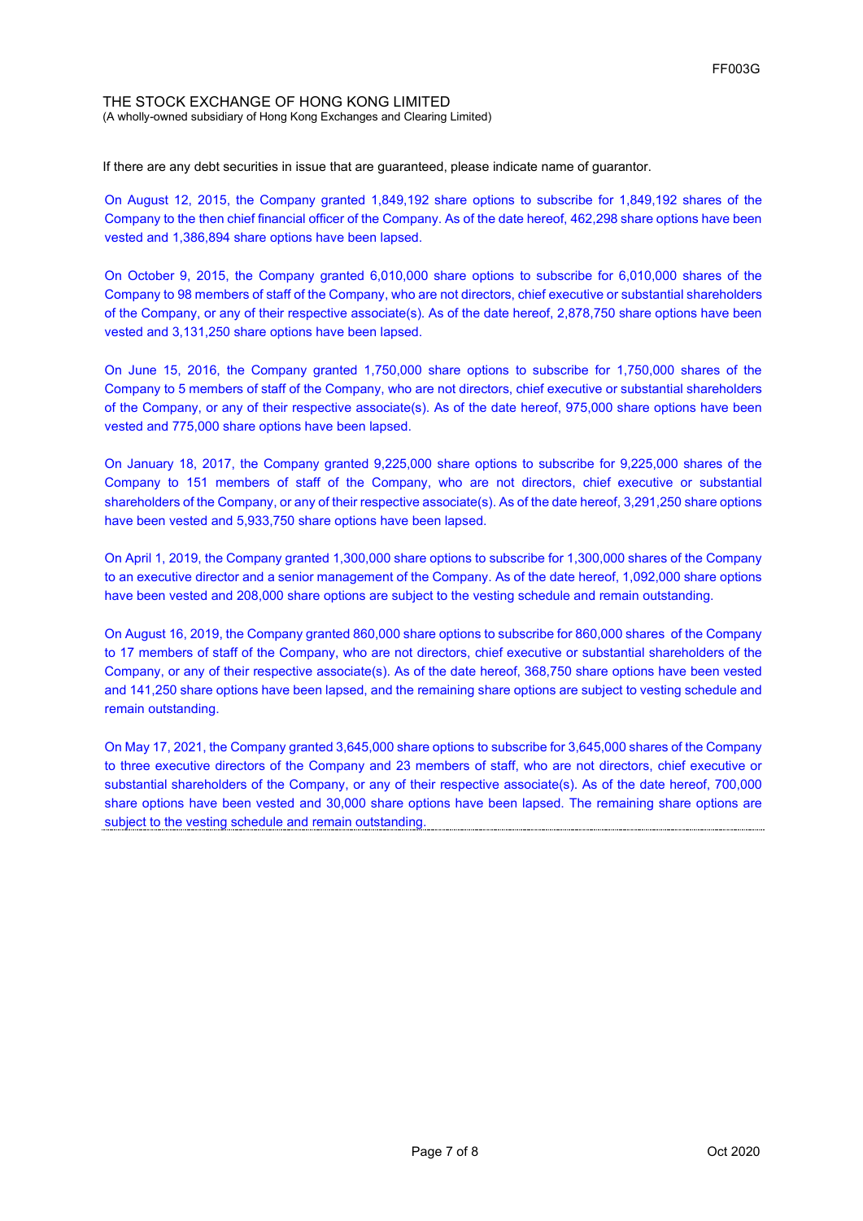If there are any debt securities in issue that are guaranteed, please indicate name of guarantor.

On August 12, 2015, the Company granted 1,849,192 share options to subscribe for 1,849,192 shares of the Company to the then chief financial officer of the Company. As of the date hereof, 462,298 share options have been vested and 1,386,894 share options have been lapsed.

On October 9, 2015, the Company granted 6,010,000 share options to subscribe for 6,010,000 shares of the Company to 98 members of staff of the Company, who are not directors, chief executive or substantial shareholders of the Company, or any of their respective associate(s). As of the date hereof, 2,878,750 share options have been vested and 3,131,250 share options have been lapsed.

On June 15, 2016, the Company granted 1,750,000 share options to subscribe for 1,750,000 shares of the Company to 5 members of staff of the Company, who are not directors, chief executive or substantial shareholders of the Company, or any of their respective associate(s). As of the date hereof, 975,000 share options have been vested and 775,000 share options have been lapsed.

On January 18, 2017, the Company granted 9,225,000 share options to subscribe for 9,225,000 shares of the Company to 151 members of staff of the Company, who are not directors, chief executive or substantial shareholders of the Company, or any of their respective associate(s). As of the date hereof, 3,291,250 share options have been vested and 5,933,750 share options have been lapsed.

On April 1, 2019, the Company granted 1,300,000 share options to subscribe for 1,300,000 shares of the Company to an executive director and a senior management of the Company. As of the date hereof, 1,092,000 share options have been vested and 208,000 share options are subject to the vesting schedule and remain outstanding.

On August 16, 2019, the Company granted 860,000 share options to subscribe for 860,000 shares of the Company to 17 members of staff of the Company, who are not directors, chief executive or substantial shareholders of the Company, or any of their respective associate(s). As of the date hereof, 368,750 share options have been vested and 141,250 share options have been lapsed, and the remaining share options are subject to vesting schedule and remain outstanding.

On May 17, 2021, the Company granted 3,645,000 share options to subscribe for 3,645,000 shares of the Company to three executive directors of the Company and 23 members of staff, who are not directors, chief executive or substantial shareholders of the Company, or any of their respective associate(s). As of the date hereof, 700,000 share options have been vested and 30,000 share options have been lapsed. The remaining share options are subject to the vesting schedule and remain outstanding.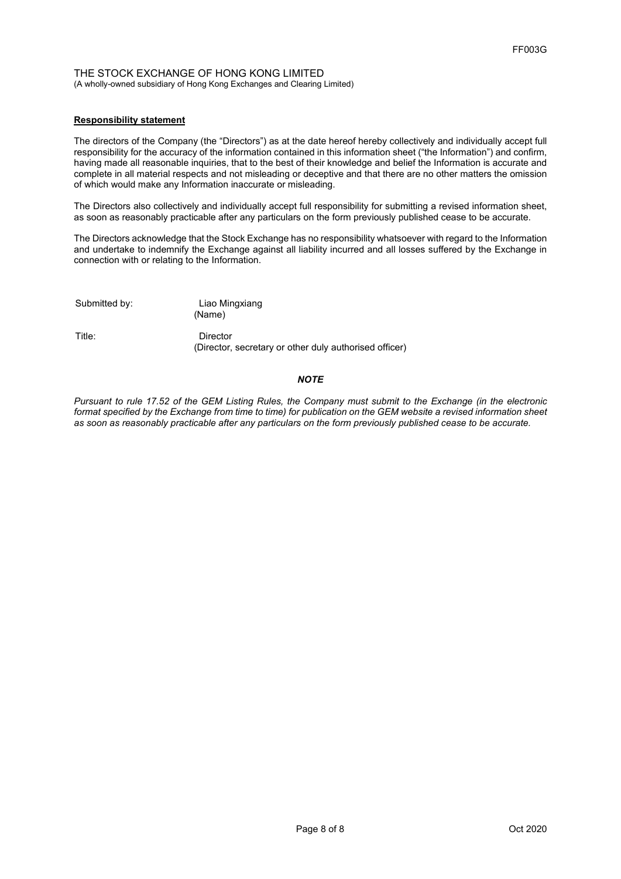THE STOCK EXCHANGE OF HONG KONG LIMITED
(A wholly-owned subsidiary of Hong Kong Exchanges and Clearing Limited)

**Responsibility statement**

The directors of the Company (the "Directors") as at the date hereof hereby collectively and individually accept full responsibility for the accuracy of the information contained in this information sheet ("the Information") and confirm, having made all reasonable inquiries, that to the best of their knowledge and belief the Information is accurate and complete in all material respects and not misleading or deceptive and that there are no other matters the omission of which would make any Information inaccurate or misleading.

The Directors also collectively and individually accept full responsibility for submitting a revised information sheet, as soon as reasonably practicable after any particulars on the form previously published cease to be accurate.

The Directors acknowledge that the Stock Exchange has no responsibility whatsoever with regard to the Information and undertake to indemnify the Exchange against all liability incurred and all losses suffered by the Exchange in connection with or relating to the Information.

Submitted by: Liao Mingxiang
(Name)

Title: Director
(Director, secretary or other duly authorised officer)

***NOTE***

*Pursuant to rule 17.52 of the GEM Listing Rules, the Company must submit to the Exchange (in the electronic format specified by the Exchange from time to time) for publication on the GEM website a revised information sheet as soon as reasonably practicable after any particulars on the form previously published cease to be accurate.*